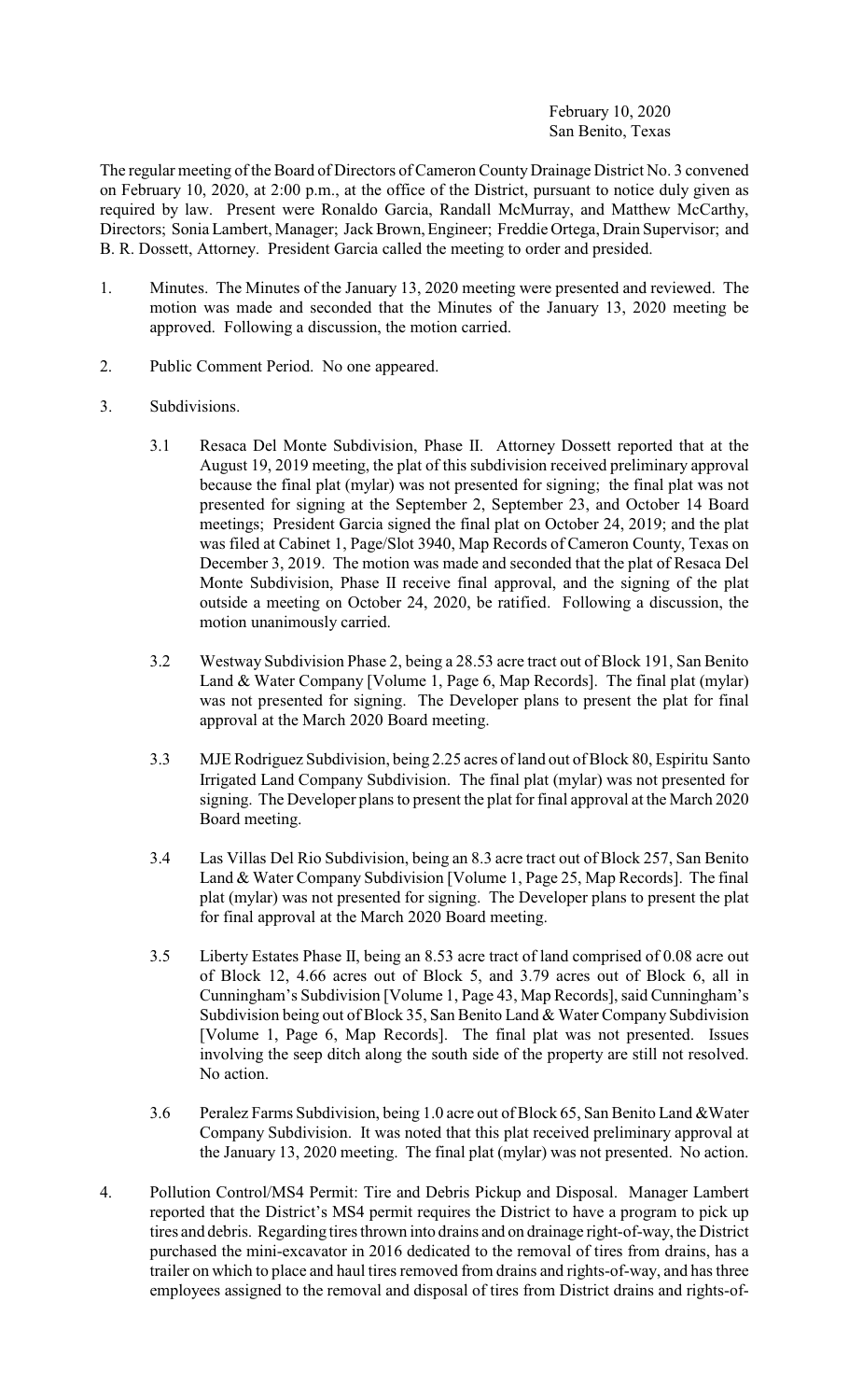February 10, 2020
San Benito, Texas

The regular meeting of the Board of Directors of Cameron County Drainage District No. 3 convened on February 10, 2020, at 2:00 p.m., at the office of the District, pursuant to notice duly given as required by law. Present were Ronaldo Garcia, Randall McMurray, and Matthew McCarthy, Directors; Sonia Lambert, Manager; Jack Brown, Engineer; Freddie Ortega, Drain Supervisor; and B. R. Dossett, Attorney. President Garcia called the meeting to order and presided.

1. Minutes. The Minutes of the January 13, 2020 meeting were presented and reviewed. The motion was made and seconded that the Minutes of the January 13, 2020 meeting be approved. Following a discussion, the motion carried.

2. Public Comment Period. No one appeared.

3. Subdivisions.

   3.1 Resaca Del Monte Subdivision, Phase II. Attorney Dossett reported that at the August 19, 2019 meeting, the plat of this subdivision received preliminary approval because the final plat (mylar) was not presented for signing; the final plat was not presented for signing at the September 2, September 23, and October 14 Board meetings; President Garcia signed the final plat on October 24, 2019; and the plat was filed at Cabinet 1, Page/Slot 3940, Map Records of Cameron County, Texas on December 3, 2019. The motion was made and seconded that the plat of Resaca Del Monte Subdivision, Phase II receive final approval, and the signing of the plat outside a meeting on October 24, 2020, be ratified. Following a discussion, the motion unanimously carried.

   3.2 Westway Subdivision Phase 2, being a 28.53 acre tract out of Block 191, San Benito Land & Water Company [Volume 1, Page 6, Map Records]. The final plat (mylar) was not presented for signing. The Developer plans to present the plat for final approval at the March 2020 Board meeting.

   3.3 MJE Rodriguez Subdivision, being 2.25 acres of land out of Block 80, Espiritu Santo Irrigated Land Company Subdivision. The final plat (mylar) was not presented for signing. The Developer plans to present the plat for final approval at the March 2020 Board meeting.

   3.4 Las Villas Del Rio Subdivision, being an 8.3 acre tract out of Block 257, San Benito Land & Water Company Subdivision [Volume 1, Page 25, Map Records]. The final plat (mylar) was not presented for signing. The Developer plans to present the plat for final approval at the March 2020 Board meeting.

   3.5 Liberty Estates Phase II, being an 8.53 acre tract of land comprised of 0.08 acre out of Block 12, 4.66 acres out of Block 5, and 3.79 acres out of Block 6, all in Cunningham's Subdivision [Volume 1, Page 43, Map Records], said Cunningham's Subdivision being out of Block 35, San Benito Land & Water Company Subdivision [Volume 1, Page 6, Map Records]. The final plat was not presented. Issues involving the seep ditch along the south side of the property are still not resolved. No action.

   3.6 Peralez Farms Subdivision, being 1.0 acre out of Block 65, San Benito Land &Water Company Subdivision. It was noted that this plat received preliminary approval at the January 13, 2020 meeting. The final plat (mylar) was not presented. No action.

4. Pollution Control/MS4 Permit: Tire and Debris Pickup and Disposal. Manager Lambert reported that the District's MS4 permit requires the District to have a program to pick up tires and debris. Regarding tires thrown into drains and on drainage right-of-way, the District purchased the mini-excavator in 2016 dedicated to the removal of tires from drains, has a trailer on which to place and haul tires removed from drains and rights-of-way, and has three employees assigned to the removal and disposal of tires from District drains and rights-of-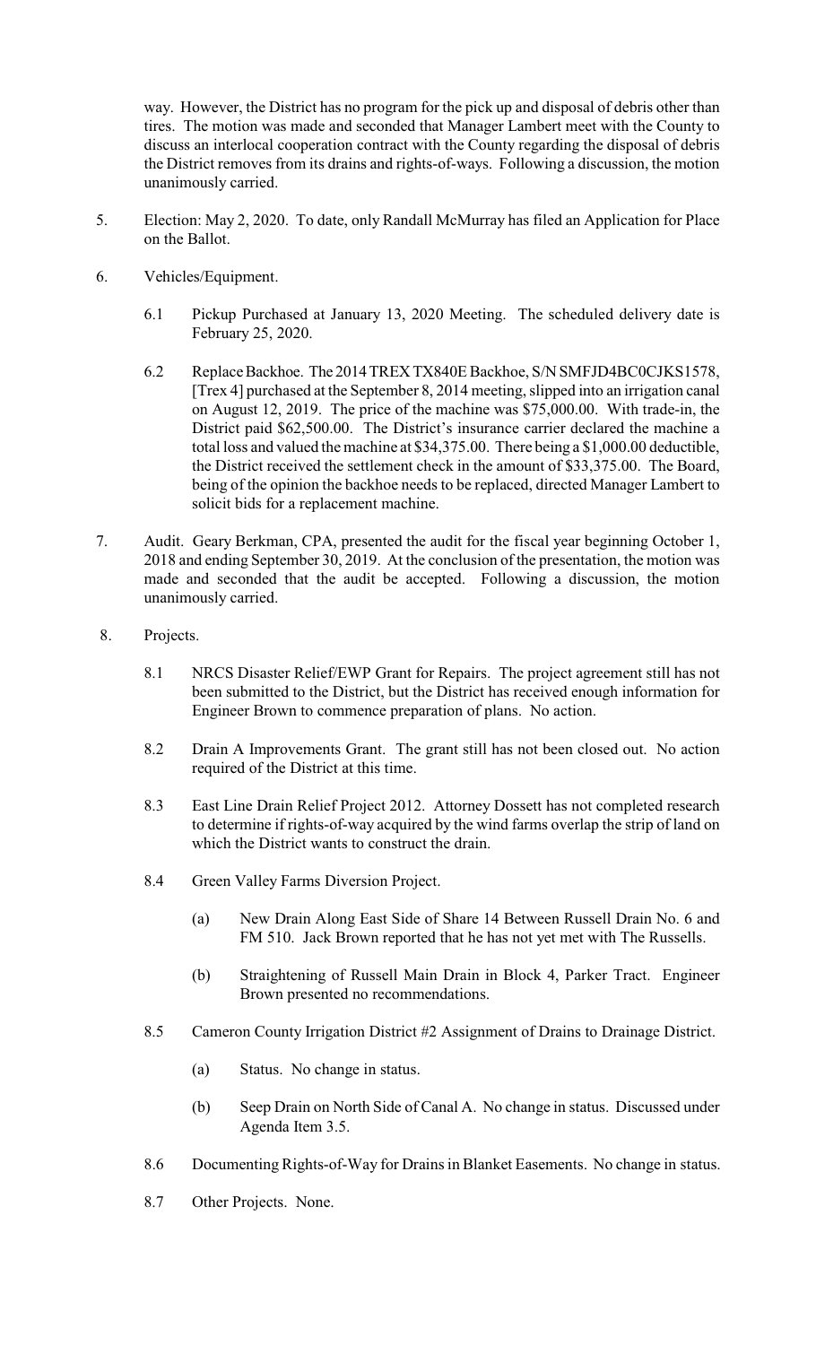way. However, the District has no program for the pick up and disposal of debris other than tires. The motion was made and seconded that Manager Lambert meet with the County to discuss an interlocal cooperation contract with the County regarding the disposal of debris the District removes from its drains and rights-of-ways. Following a discussion, the motion unanimously carried.

5. Election: May 2, 2020. To date, only Randall McMurray has filed an Application for Place on the Ballot.

6. Vehicles/Equipment.

   6.1 Pickup Purchased at January 13, 2020 Meeting. The scheduled delivery date is February 25, 2020.

   6.2 Replace Backhoe. The 2014 TREX TX840E Backhoe, S/N SMFJD4BC0CJKS1578, [Trex 4] purchased at the September 8, 2014 meeting, slipped into an irrigation canal on August 12, 2019. The price of the machine was $75,000.00. With trade-in, the District paid $62,500.00. The District's insurance carrier declared the machine a total loss and valued the machine at $34,375.00. There being a $1,000.00 deductible, the District received the settlement check in the amount of $33,375.00. The Board, being of the opinion the backhoe needs to be replaced, directed Manager Lambert to solicit bids for a replacement machine.

7. Audit. Geary Berkman, CPA, presented the audit for the fiscal year beginning October 1, 2018 and ending September 30, 2019. At the conclusion of the presentation, the motion was made and seconded that the audit be accepted. Following a discussion, the motion unanimously carried.

8. Projects.

   8.1 NRCS Disaster Relief/EWP Grant for Repairs. The project agreement still has not been submitted to the District, but the District has received enough information for Engineer Brown to commence preparation of plans. No action.

   8.2 Drain A Improvements Grant. The grant still has not been closed out. No action required of the District at this time.

   8.3 East Line Drain Relief Project 2012. Attorney Dossett has not completed research to determine if rights-of-way acquired by the wind farms overlap the strip of land on which the District wants to construct the drain.

   8.4 Green Valley Farms Diversion Project.

      (a) New Drain Along East Side of Share 14 Between Russell Drain No. 6 and FM 510. Jack Brown reported that he has not yet met with The Russells.

      (b) Straightening of Russell Main Drain in Block 4, Parker Tract. Engineer Brown presented no recommendations.

   8.5 Cameron County Irrigation District #2 Assignment of Drains to Drainage District.

      (a) Status. No change in status.

      (b) Seep Drain on North Side of Canal A. No change in status. Discussed under Agenda Item 3.5.

   8.6 Documenting Rights-of-Way for Drains in Blanket Easements. No change in status.

   8.7 Other Projects. None.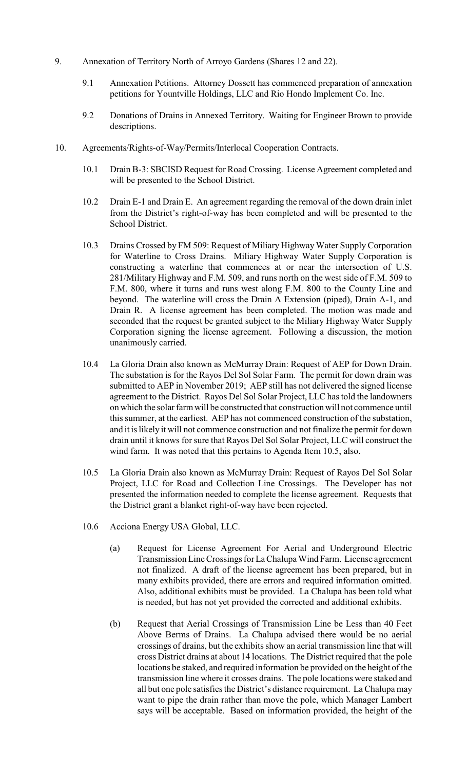9. Annexation of Territory North of Arroyo Gardens (Shares 12 and 22).

   9.1 Annexation Petitions. Attorney Dossett has commenced preparation of annexation petitions for Yountville Holdings, LLC and Rio Hondo Implement Co. Inc.

   9.2 Donations of Drains in Annexed Territory. Waiting for Engineer Brown to provide descriptions.

10. Agreements/Rights-of-Way/Permits/Interlocal Cooperation Contracts.

   10.1 Drain B-3: SBCISD Request for Road Crossing. License Agreement completed and will be presented to the School District.

   10.2 Drain E-1 and Drain E. An agreement regarding the removal of the down drain inlet from the District's right-of-way has been completed and will be presented to the School District.

   10.3 Drains Crossed by FM 509: Request of Miliary Highway Water Supply Corporation for Waterline to Cross Drains. Miliary Highway Water Supply Corporation is constructing a waterline that commences at or near the intersection of U.S. 281/Military Highway and F.M. 509, and runs north on the west side of F.M. 509 to F.M. 800, where it turns and runs west along F.M. 800 to the County Line and beyond. The waterline will cross the Drain A Extension (piped), Drain A-1, and Drain R. A license agreement has been completed. The motion was made and seconded that the request be granted subject to the Miliary Highway Water Supply Corporation signing the license agreement. Following a discussion, the motion unanimously carried.

   10.4 La Gloria Drain also known as McMurray Drain: Request of AEP for Down Drain. The substation is for the Rayos Del Sol Solar Farm. The permit for down drain was submitted to AEP in November 2019; AEP still has not delivered the signed license agreement to the District. Rayos Del Sol Solar Project, LLC has told the landowners on which the solar farm will be constructed that construction will not commence until this summer, at the earliest. AEP has not commenced construction of the substation, and it is likely it will not commence construction and not finalize the permit for down drain until it knows for sure that Rayos Del Sol Solar Project, LLC will construct the wind farm. It was noted that this pertains to Agenda Item 10.5, also.

   10.5 La Gloria Drain also known as McMurray Drain: Request of Rayos Del Sol Solar Project, LLC for Road and Collection Line Crossings. The Developer has not presented the information needed to complete the license agreement. Requests that the District grant a blanket right-of-way have been rejected.

   10.6 Acciona Energy USA Global, LLC.

      (a) Request for License Agreement For Aerial and Underground Electric Transmission Line Crossings for La Chalupa Wind Farm. License agreement not finalized. A draft of the license agreement has been prepared, but in many exhibits provided, there are errors and required information omitted. Also, additional exhibits must be provided. La Chalupa has been told what is needed, but has not yet provided the corrected and additional exhibits.

      (b) Request that Aerial Crossings of Transmission Line be Less than 40 Feet Above Berms of Drains. La Chalupa advised there would be no aerial crossings of drains, but the exhibits show an aerial transmission line that will cross District drains at about 14 locations. The District required that the pole locations be staked, and required information be provided on the height of the transmission line where it crosses drains. The pole locations were staked and all but one pole satisfies the District's distance requirement. La Chalupa may want to pipe the drain rather than move the pole, which Manager Lambert says will be acceptable. Based on information provided, the height of the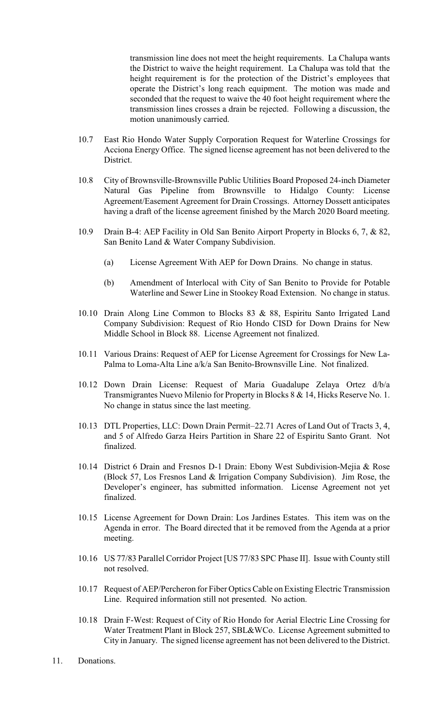transmission line does not meet the height requirements. La Chalupa wants the District to waive the height requirement. La Chalupa was told that the height requirement is for the protection of the District's employees that operate the District's long reach equipment. The motion was made and seconded that the request to waive the 40 foot height requirement where the transmission lines crosses a drain be rejected. Following a discussion, the motion unanimously carried.

10.7 East Rio Hondo Water Supply Corporation Request for Waterline Crossings for Acciona Energy Office. The signed license agreement has not been delivered to the District.

10.8 City of Brownsville-Brownsville Public Utilities Board Proposed 24-inch Diameter Natural Gas Pipeline from Brownsville to Hidalgo County: License Agreement/Easement Agreement for Drain Crossings. Attorney Dossett anticipates having a draft of the license agreement finished by the March 2020 Board meeting.

10.9 Drain B-4: AEP Facility in Old San Benito Airport Property in Blocks 6, 7, & 82, San Benito Land & Water Company Subdivision.

(a) License Agreement With AEP for Down Drains. No change in status.

(b) Amendment of Interlocal with City of San Benito to Provide for Potable Waterline and Sewer Line in Stookey Road Extension. No change in status.

10.10 Drain Along Line Common to Blocks 83 & 88, Espiritu Santo Irrigated Land Company Subdivision: Request of Rio Hondo CISD for Down Drains for New Middle School in Block 88. License Agreement not finalized.

10.11 Various Drains: Request of AEP for License Agreement for Crossings for New La-Palma to Loma-Alta Line a/k/a San Benito-Brownsville Line. Not finalized.

10.12 Down Drain License: Request of Maria Guadalupe Zelaya Ortez d/b/a Transmigrantes Nuevo Milenio for Property in Blocks 8 & 14, Hicks Reserve No. 1. No change in status since the last meeting.

10.13 DTL Properties, LLC: Down Drain Permit–22.71 Acres of Land Out of Tracts 3, 4, and 5 of Alfredo Garza Heirs Partition in Share 22 of Espiritu Santo Grant. Not finalized.

10.14 District 6 Drain and Fresnos D-1 Drain: Ebony West Subdivision-Mejia & Rose (Block 57, Los Fresnos Land & Irrigation Company Subdivision). Jim Rose, the Developer's engineer, has submitted information. License Agreement not yet finalized.

10.15 License Agreement for Down Drain: Los Jardines Estates. This item was on the Agenda in error. The Board directed that it be removed from the Agenda at a prior meeting.

10.16 US 77/83 Parallel Corridor Project [US 77/83 SPC Phase II]. Issue with County still not resolved.

10.17 Request of AEP/Percheron for Fiber Optics Cable on Existing Electric Transmission Line. Required information still not presented. No action.

10.18 Drain F-West: Request of City of Rio Hondo for Aerial Electric Line Crossing for Water Treatment Plant in Block 257, SBL&WCo. License Agreement submitted to City in January. The signed license agreement has not been delivered to the District.

11. Donations.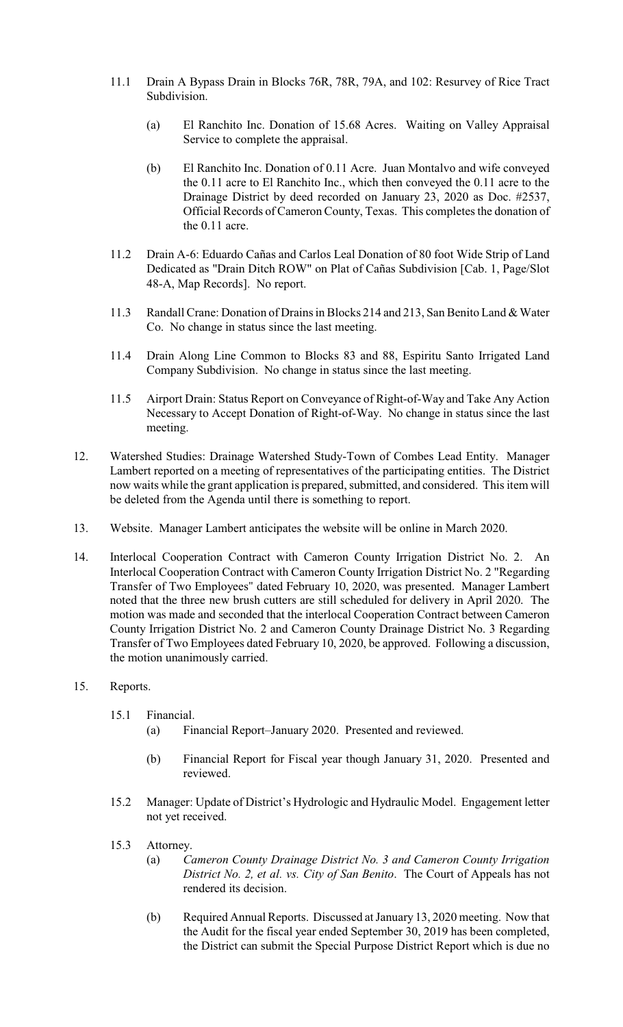11.1 Drain A Bypass Drain in Blocks 76R, 78R, 79A, and 102: Resurvey of Rice Tract Subdivision.

   (a) El Ranchito Inc. Donation of 15.68 Acres. Waiting on Valley Appraisal Service to complete the appraisal.

   (b) El Ranchito Inc. Donation of 0.11 Acre. Juan Montalvo and wife conveyed the 0.11 acre to El Ranchito Inc., which then conveyed the 0.11 acre to the Drainage District by deed recorded on January 23, 2020 as Doc. #2537, Official Records of Cameron County, Texas. This completes the donation of the 0.11 acre.

11.2 Drain A-6: Eduardo Cañas and Carlos Leal Donation of 80 foot Wide Strip of Land Dedicated as "Drain Ditch ROW" on Plat of Cañas Subdivision [Cab. 1, Page/Slot 48-A, Map Records]. No report.

11.3 Randall Crane: Donation of Drains in Blocks 214 and 213, San Benito Land & Water Co. No change in status since the last meeting.

11.4 Drain Along Line Common to Blocks 83 and 88, Espiritu Santo Irrigated Land Company Subdivision. No change in status since the last meeting.

11.5 Airport Drain: Status Report on Conveyance of Right-of-Way and Take Any Action Necessary to Accept Donation of Right-of-Way. No change in status since the last meeting.

12. Watershed Studies: Drainage Watershed Study-Town of Combes Lead Entity. Manager Lambert reported on a meeting of representatives of the participating entities. The District now waits while the grant application is prepared, submitted, and considered. This item will be deleted from the Agenda until there is something to report.

13. Website. Manager Lambert anticipates the website will be online in March 2020.

14. Interlocal Cooperation Contract with Cameron County Irrigation District No. 2. An Interlocal Cooperation Contract with Cameron County Irrigation District No. 2 "Regarding Transfer of Two Employees" dated February 10, 2020, was presented. Manager Lambert noted that the three new brush cutters are still scheduled for delivery in April 2020. The motion was made and seconded that the interlocal Cooperation Contract between Cameron County Irrigation District No. 2 and Cameron County Drainage District No. 3 Regarding Transfer of Two Employees dated February 10, 2020, be approved. Following a discussion, the motion unanimously carried.

15. Reports.

15.1 Financial.

   (a) Financial Report–January 2020. Presented and reviewed.

   (b) Financial Report for Fiscal year though January 31, 2020. Presented and reviewed.

15.2 Manager: Update of District's Hydrologic and Hydraulic Model. Engagement letter not yet received.

15.3 Attorney.

   (a) *Cameron County Drainage District No. 3 and Cameron County Irrigation District No. 2, et al. vs. City of San Benito*. The Court of Appeals has not rendered its decision.

   (b) Required Annual Reports. Discussed at January 13, 2020 meeting. Now that the Audit for the fiscal year ended September 30, 2019 has been completed, the District can submit the Special Purpose District Report which is due no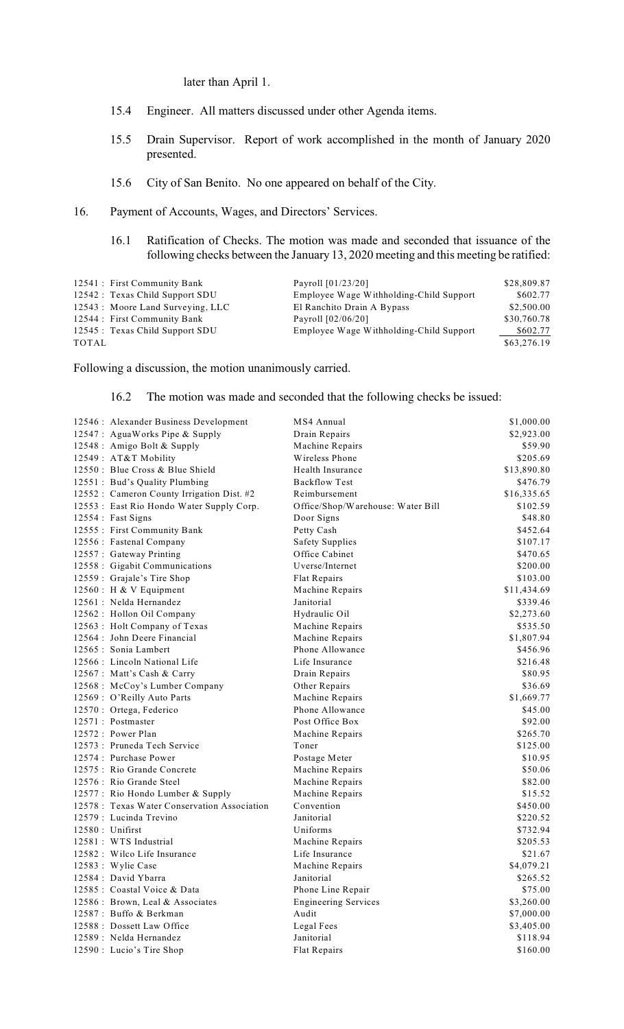later than April 1.

15.4 Engineer. All matters discussed under other Agenda items.

15.5 Drain Supervisor. Report of work accomplished in the month of January 2020 presented.

15.6 City of San Benito. No one appeared on behalf of the City.

16. Payment of Accounts, Wages, and Directors' Services.

16.1 Ratification of Checks. The motion was made and seconded that issuance of the following checks between the January 13, 2020 meeting and this meeting be ratified:

| | | |
|---|---|---|
| 12541 : First Community Bank | Payroll [01/23/20] | $28,809.87 |
| 12542 : Texas Child Support SDU | Employee Wage Withholding-Child Support | $602.77 |
| 12543 : Moore Land Surveying, LLC | El Ranchito Drain A Bypass | $2,500.00 |
| 12544 : First Community Bank | Payroll [02/06/20] | $30,760.78 |
| 12545 : Texas Child Support SDU | Employee Wage Withholding-Child Support | $602.77 |
| TOTAL | | $63,276.19 |

Following a discussion, the motion unanimously carried.

16.2 The motion was made and seconded that the following checks be issued:

| | | |
|---|---|---|
| 12546 : Alexander Business Development | MS4 Annual | $1,000.00 |
| 12547 : AguaWorks Pipe & Supply | Drain Repairs | $2,923.00 |
| 12548 : Amigo Bolt & Supply | Machine Repairs | $59.90 |
| 12549 : AT&T Mobility | Wireless Phone | $205.69 |
| 12550 : Blue Cross & Blue Shield | Health Insurance | $13,890.80 |
| 12551 : Bud's Quality Plumbing | Backflow Test | $476.79 |
| 12552 : Cameron County Irrigation Dist. #2 | Reimbursement | $16,335.65 |
| 12553 : East Rio Hondo Water Supply Corp. | Office/Shop/Warehouse: Water Bill | $102.59 |
| 12554 : Fast Signs | Door Signs | $48.80 |
| 12555 : First Community Bank | Petty Cash | $452.64 |
| 12556 : Fastenal Company | Safety Supplies | $107.17 |
| 12557 : Gateway Printing | Office Cabinet | $470.65 |
| 12558 : Gigabit Communications | Uverse/Internet | $200.00 |
| 12559 : Grajale's Tire Shop | Flat Repairs | $103.00 |
| 12560 : H & V Equipment | Machine Repairs | $11,434.69 |
| 12561 : Nelda Hernandez | Janitorial | $339.46 |
| 12562 : Hollon Oil Company | Hydraulic Oil | $2,273.60 |
| 12563 : Holt Company of Texas | Machine Repairs | $535.50 |
| 12564 : John Deere Financial | Machine Repairs | $1,807.94 |
| 12565 : Sonia Lambert | Phone Allowance | $456.96 |
| 12566 : Lincoln National Life | Life Insurance | $216.48 |
| 12567 : Matt's Cash & Carry | Drain Repairs | $80.95 |
| 12568 : McCoy's Lumber Company | Other Repairs | $36.69 |
| 12569 : O'Reilly Auto Parts | Machine Repairs | $1,669.77 |
| 12570 : Ortega, Federico | Phone Allowance | $45.00 |
| 12571 : Postmaster | Post Office Box | $92.00 |
| 12572 : Power Plan | Machine Repairs | $265.70 |
| 12573 : Pruneda Tech Service | Toner | $125.00 |
| 12574 : Purchase Power | Postage Meter | $10.95 |
| 12575 : Rio Grande Concrete | Machine Repairs | $50.06 |
| 12576 : Rio Grande Steel | Machine Repairs | $82.00 |
| 12577 : Rio Hondo Lumber & Supply | Machine Repairs | $15.52 |
| 12578 : Texas Water Conservation Association | Convention | $450.00 |
| 12579 : Lucinda Trevino | Janitorial | $220.52 |
| 12580 : Unifirst | Uniforms | $732.94 |
| 12581 : WTS Industrial | Machine Repairs | $205.53 |
| 12582 : Wilco Life Insurance | Life Insurance | $21.67 |
| 12583 : Wylie Case | Machine Repairs | $4,079.21 |
| 12584 : David Ybarra | Janitorial | $265.52 |
| 12585 : Coastal Voice & Data | Phone Line Repair | $75.00 |
| 12586 : Brown, Leal & Associates | Engineering Services | $3,260.00 |
| 12587 : Buffo & Berkman | Audit | $7,000.00 |
| 12588 : Dossett Law Office | Legal Fees | $3,405.00 |
| 12589 : Nelda Hernandez | Janitorial | $118.94 |
| 12590 : Lucio's Tire Shop | Flat Repairs | $160.00 |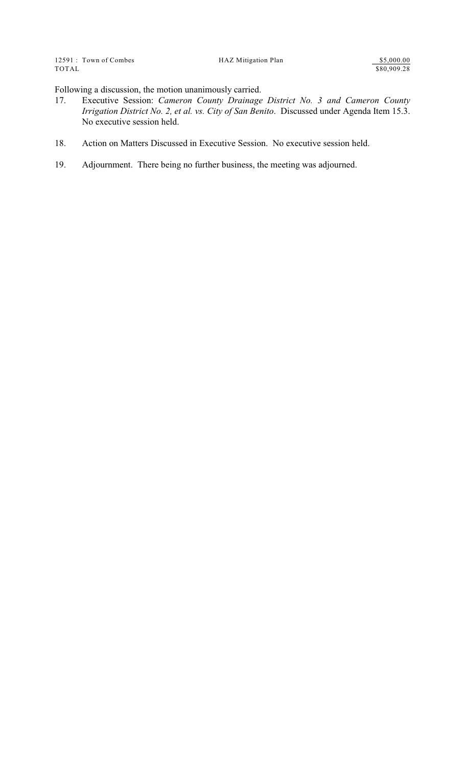| | | |
|---|---|---|
| 12591 : Town of Combes | HAZ Mitigation Plan | $5,000.00 |
| TOTAL | | $80,909.28 |

Following a discussion, the motion unanimously carried.

17. Executive Session: *Cameron County Drainage District No. 3 and Cameron County Irrigation District No. 2, et al. vs. City of San Benito*. Discussed under Agenda Item 15.3. No executive session held.

18. Action on Matters Discussed in Executive Session. No executive session held.

19. Adjournment. There being no further business, the meeting was adjourned.